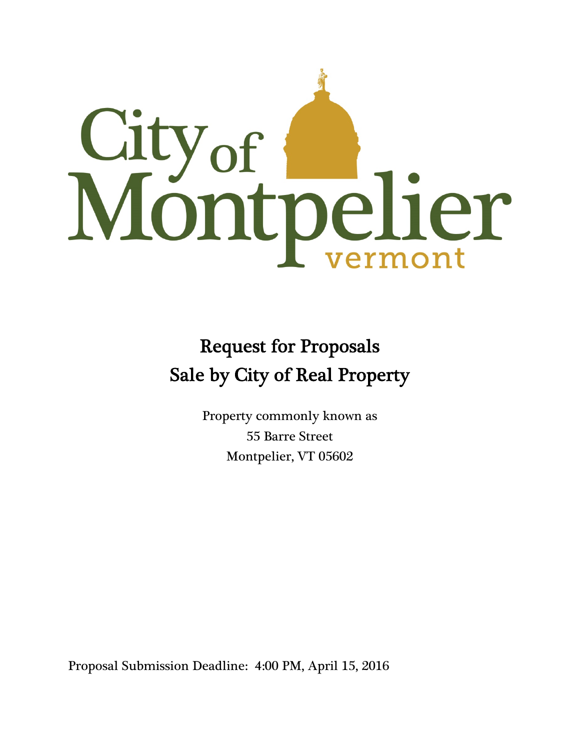# Request for Proposals
# Sale by City of Real Property

Property commonly known as
55 Barre Street
Montpelier, VT 05602

Proposal Submission Deadline: 4:00 PM, April 15, 2016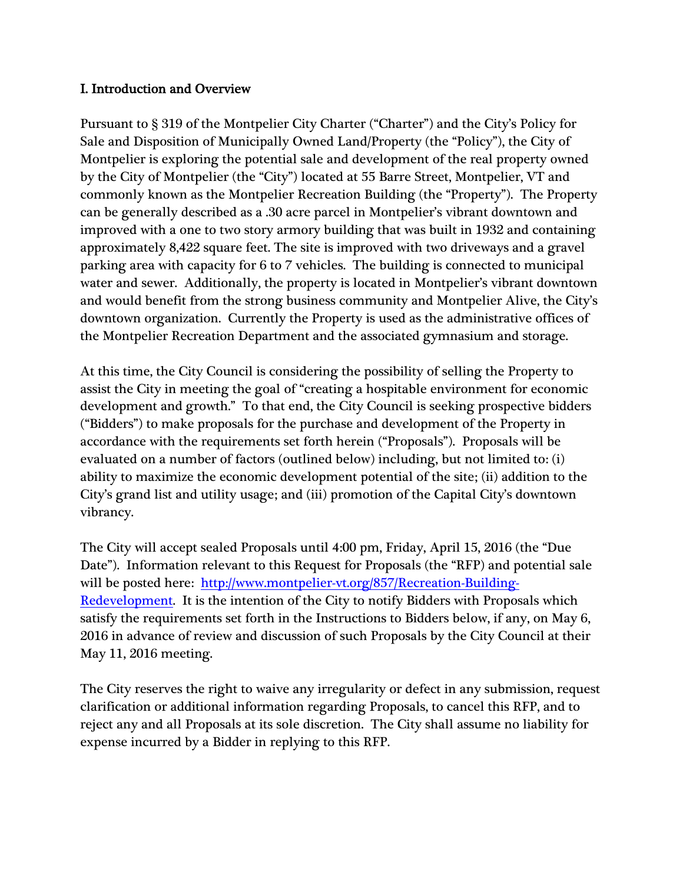**I. Introduction and Overview**

Pursuant to § 319 of the Montpelier City Charter ("Charter") and the City's Policy for Sale and Disposition of Municipally Owned Land/Property (the "Policy"), the City of Montpelier is exploring the potential sale and development of the real property owned by the City of Montpelier (the "City") located at 55 Barre Street, Montpelier, VT and commonly known as the Montpelier Recreation Building (the "Property"). The Property can be generally described as a .30 acre parcel in Montpelier's vibrant downtown and improved with a one to two story armory building that was built in 1932 and containing approximately 8,422 square feet. The site is improved with two driveways and a gravel parking area with capacity for 6 to 7 vehicles. The building is connected to municipal water and sewer. Additionally, the property is located in Montpelier's vibrant downtown and would benefit from the strong business community and Montpelier Alive, the City's downtown organization. Currently the Property is used as the administrative offices of the Montpelier Recreation Department and the associated gymnasium and storage.

At this time, the City Council is considering the possibility of selling the Property to assist the City in meeting the goal of "creating a hospitable environment for economic development and growth." To that end, the City Council is seeking prospective bidders ("Bidders") to make proposals for the purchase and development of the Property in accordance with the requirements set forth herein ("Proposals"). Proposals will be evaluated on a number of factors (outlined below) including, but not limited to: (i) ability to maximize the economic development potential of the site; (ii) addition to the City's grand list and utility usage; and (iii) promotion of the Capital City's downtown vibrancy.

The City will accept sealed Proposals until 4:00 pm, Friday, April 15, 2016 (the "Due Date"). Information relevant to this Request for Proposals (the "RFP) and potential sale will be posted here: [http://www.montpelier-vt.org/857/Recreation-Building-Redevelopment](http://www.montpelier-vt.org/857/Recreation-Building-Redevelopment). It is the intention of the City to notify Bidders with Proposals which satisfy the requirements set forth in the Instructions to Bidders below, if any, on May 6, 2016 in advance of review and discussion of such Proposals by the City Council at their May 11, 2016 meeting.

The City reserves the right to waive any irregularity or defect in any submission, request clarification or additional information regarding Proposals, to cancel this RFP, and to reject any and all Proposals at its sole discretion. The City shall assume no liability for expense incurred by a Bidder in replying to this RFP.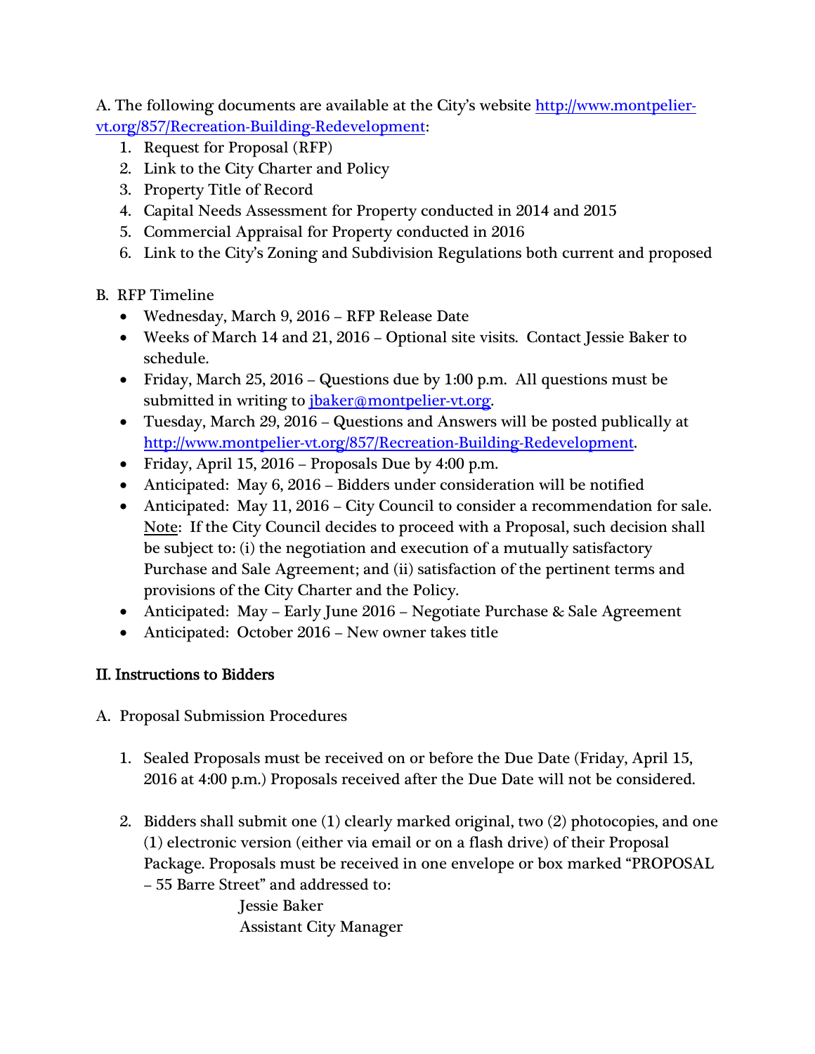A. The following documents are available at the City's website [http://www.montpelier-vt.org/857/Recreation-Building-Redevelopment](http://www.montpelier-vt.org/857/Recreation-Building-Redevelopment):

1. Request for Proposal (RFP)
2. Link to the City Charter and Policy
3. Property Title of Record
4. Capital Needs Assessment for Property conducted in 2014 and 2015
5. Commercial Appraisal for Property conducted in 2016
6. Link to the City's Zoning and Subdivision Regulations both current and proposed

B. RFP Timeline

- Wednesday, March 9, 2016 – RFP Release Date
- Weeks of March 14 and 21, 2016 – Optional site visits. Contact Jessie Baker to schedule.
- Friday, March 25, 2016 – Questions due by 1:00 p.m. All questions must be submitted in writing to [jbaker@montpelier-vt.org](mailto:jbaker@montpelier-vt.org).
- Tuesday, March 29, 2016 – Questions and Answers will be posted publically at [http://www.montpelier-vt.org/857/Recreation-Building-Redevelopment](http://www.montpelier-vt.org/857/Recreation-Building-Redevelopment).
- Friday, April 15, 2016 – Proposals Due by 4:00 p.m.
- Anticipated: May 6, 2016 – Bidders under consideration will be notified
- Anticipated: May 11, 2016 – City Council to consider a recommendation for sale. Note: If the City Council decides to proceed with a Proposal, such decision shall be subject to: (i) the negotiation and execution of a mutually satisfactory Purchase and Sale Agreement; and (ii) satisfaction of the pertinent terms and provisions of the City Charter and the Policy.
- Anticipated: May – Early June 2016 – Negotiate Purchase & Sale Agreement
- Anticipated: October 2016 – New owner takes title

## II. Instructions to Bidders

A. Proposal Submission Procedures

1. Sealed Proposals must be received on or before the Due Date (Friday, April 15, 2016 at 4:00 p.m.) Proposals received after the Due Date will not be considered.

2. Bidders shall submit one (1) clearly marked original, two (2) photocopies, and one (1) electronic version (either via email or on a flash drive) of their Proposal Package. Proposals must be received in one envelope or box marked "PROPOSAL – 55 Barre Street" and addressed to:

   Jessie Baker
   Assistant City Manager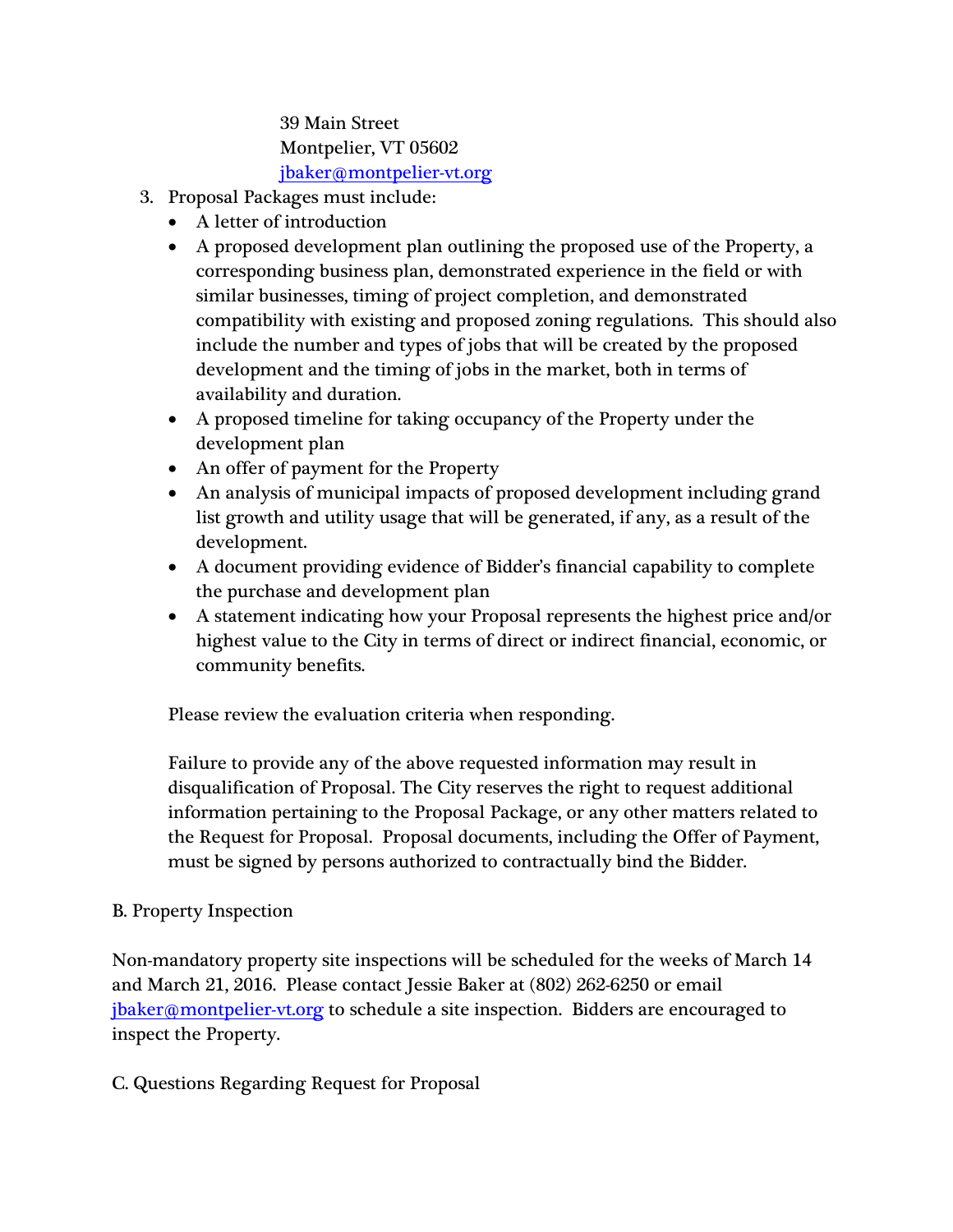39 Main Street
Montpelier, VT 05602
jbaker@montpelier-vt.org

3. Proposal Packages must include:
   - A letter of introduction
   - A proposed development plan outlining the proposed use of the Property, a corresponding business plan, demonstrated experience in the field or with similar businesses, timing of project completion, and demonstrated compatibility with existing and proposed zoning regulations. This should also include the number and types of jobs that will be created by the proposed development and the timing of jobs in the market, both in terms of availability and duration.
   - A proposed timeline for taking occupancy of the Property under the development plan
   - An offer of payment for the Property
   - An analysis of municipal impacts of proposed development including grand list growth and utility usage that will be generated, if any, as a result of the development.
   - A document providing evidence of Bidder's financial capability to complete the purchase and development plan
   - A statement indicating how your Proposal represents the highest price and/or highest value to the City in terms of direct or indirect financial, economic, or community benefits.

   Please review the evaluation criteria when responding.

   Failure to provide any of the above requested information may result in disqualification of Proposal. The City reserves the right to request additional information pertaining to the Proposal Package, or any other matters related to the Request for Proposal. Proposal documents, including the Offer of Payment, must be signed by persons authorized to contractually bind the Bidder.

B. Property Inspection

Non-mandatory property site inspections will be scheduled for the weeks of March 14 and March 21, 2016. Please contact Jessie Baker at (802) 262-6250 or email jbaker@montpelier-vt.org to schedule a site inspection. Bidders are encouraged to inspect the Property.

C. Questions Regarding Request for Proposal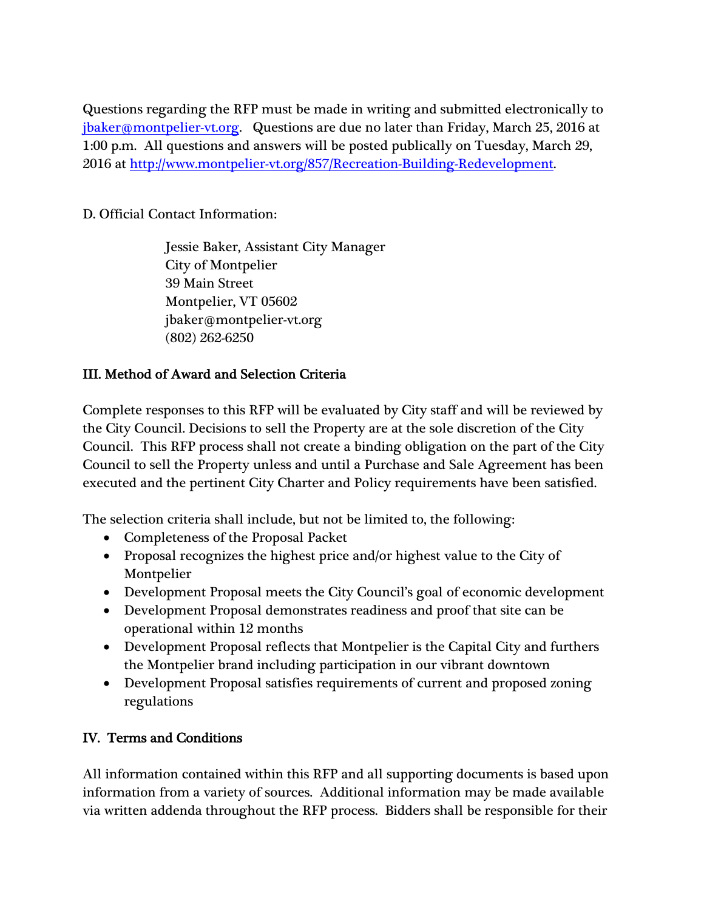Questions regarding the RFP must be made in writing and submitted electronically to jbaker@montpelier-vt.org. Questions are due no later than Friday, March 25, 2016 at 1:00 p.m. All questions and answers will be posted publically on Tuesday, March 29, 2016 at http://www.montpelier-vt.org/857/Recreation-Building-Redevelopment.

D. Official Contact Information:

Jessie Baker, Assistant City Manager
City of Montpelier
39 Main Street
Montpelier, VT 05602
jbaker@montpelier-vt.org
(802) 262-6250

## III. Method of Award and Selection Criteria

Complete responses to this RFP will be evaluated by City staff and will be reviewed by the City Council. Decisions to sell the Property are at the sole discretion of the City Council. This RFP process shall not create a binding obligation on the part of the City Council to sell the Property unless and until a Purchase and Sale Agreement has been executed and the pertinent City Charter and Policy requirements have been satisfied.

The selection criteria shall include, but not be limited to, the following:

- Completeness of the Proposal Packet
- Proposal recognizes the highest price and/or highest value to the City of Montpelier
- Development Proposal meets the City Council's goal of economic development
- Development Proposal demonstrates readiness and proof that site can be operational within 12 months
- Development Proposal reflects that Montpelier is the Capital City and furthers the Montpelier brand including participation in our vibrant downtown
- Development Proposal satisfies requirements of current and proposed zoning regulations

## IV. Terms and Conditions

All information contained within this RFP and all supporting documents is based upon information from a variety of sources. Additional information may be made available via written addenda throughout the RFP process. Bidders shall be responsible for their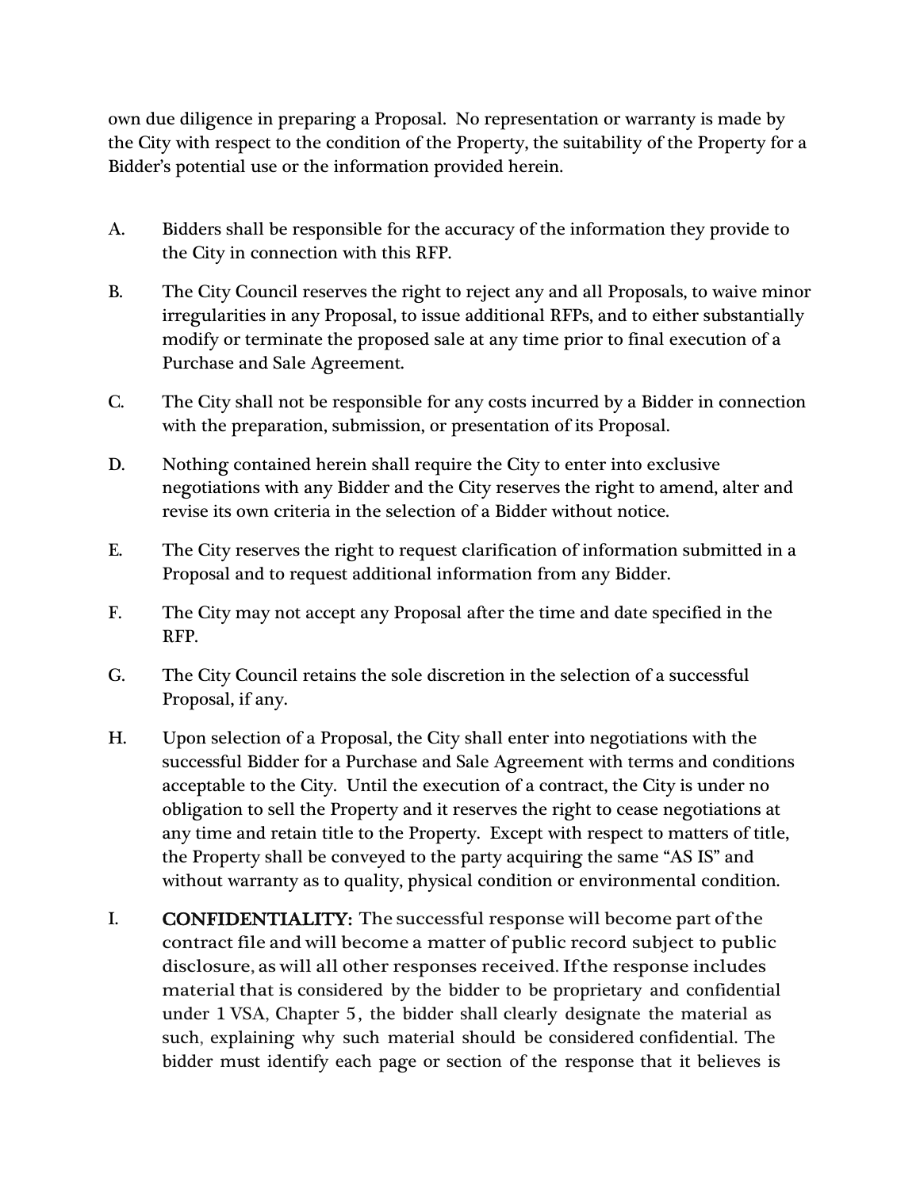own due diligence in preparing a Proposal. No representation or warranty is made by the City with respect to the condition of the Property, the suitability of the Property for a Bidder's potential use or the information provided herein.

A. Bidders shall be responsible for the accuracy of the information they provide to the City in connection with this RFP.

B. The City Council reserves the right to reject any and all Proposals, to waive minor irregularities in any Proposal, to issue additional RFPs, and to either substantially modify or terminate the proposed sale at any time prior to final execution of a Purchase and Sale Agreement.

C. The City shall not be responsible for any costs incurred by a Bidder in connection with the preparation, submission, or presentation of its Proposal.

D. Nothing contained herein shall require the City to enter into exclusive negotiations with any Bidder and the City reserves the right to amend, alter and revise its own criteria in the selection of a Bidder without notice.

E. The City reserves the right to request clarification of information submitted in a Proposal and to request additional information from any Bidder.

F. The City may not accept any Proposal after the time and date specified in the RFP.

G. The City Council retains the sole discretion in the selection of a successful Proposal, if any.

H. Upon selection of a Proposal, the City shall enter into negotiations with the successful Bidder for a Purchase and Sale Agreement with terms and conditions acceptable to the City. Until the execution of a contract, the City is under no obligation to sell the Property and it reserves the right to cease negotiations at any time and retain title to the Property. Except with respect to matters of title, the Property shall be conveyed to the party acquiring the same "AS IS" and without warranty as to quality, physical condition or environmental condition.

I. **CONFIDENTIALITY:** The successful response will become part of the contract file and will become a matter of public record subject to public disclosure, as will all other responses received. If the response includes material that is considered by the bidder to be proprietary and confidential under 1 VSA, Chapter 5, the bidder shall clearly designate the material as such, explaining why such material should be considered confidential. The bidder must identify each page or section of the response that it believes is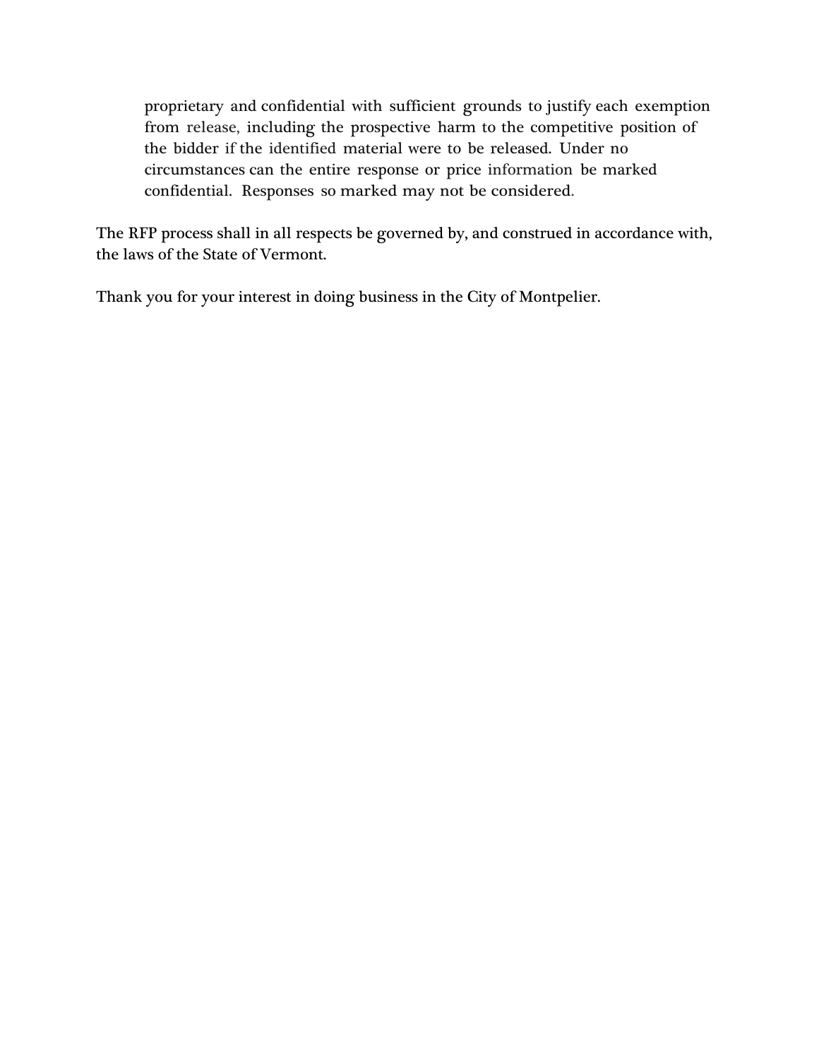proprietary and confidential with sufficient grounds to justify each exemption from release, including the prospective harm to the competitive position of the bidder if the identified material were to be released. Under no circumstances can the entire response or price information be marked confidential. Responses so marked may not be considered.

The RFP process shall in all respects be governed by, and construed in accordance with, the laws of the State of Vermont.

Thank you for your interest in doing business in the City of Montpelier.